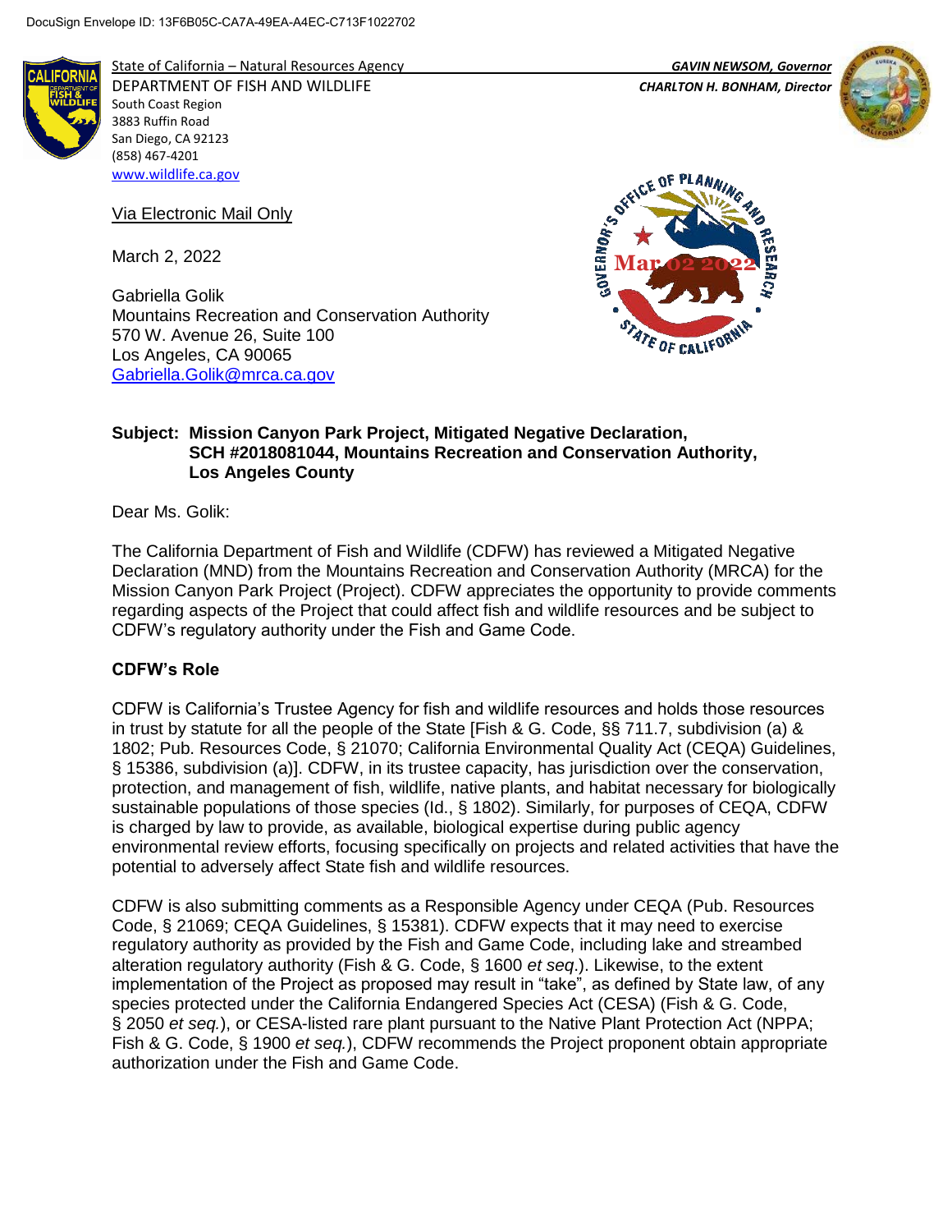DocuSign Envelope ID: 13F6B05C-CA7A-49EA-A4EC-C713F1022702

State of California – Natural Resources Agency
DEPARTMENT OF FISH AND WILDLIFE
South Coast Region
3883 Ruffin Road
San Diego, CA 92123
(858) 467-4201
www.wildlife.ca.gov

*GAVIN NEWSOM, Governor*
*CHARLTON H. BONHAM, Director*

Via Electronic Mail Only

March 2, 2022

Gabriella Golik
Mountains Recreation and Conservation Authority
570 W. Avenue 26, Suite 100
Los Angeles, CA 90065
Gabriella.Golik@mrca.ca.gov

**Subject: Mission Canyon Park Project, Mitigated Negative Declaration, SCH #2018081044, Mountains Recreation and Conservation Authority, Los Angeles County**

Dear Ms. Golik:

The California Department of Fish and Wildlife (CDFW) has reviewed a Mitigated Negative Declaration (MND) from the Mountains Recreation and Conservation Authority (MRCA) for the Mission Canyon Park Project (Project). CDFW appreciates the opportunity to provide comments regarding aspects of the Project that could affect fish and wildlife resources and be subject to CDFW's regulatory authority under the Fish and Game Code.

**CDFW's Role**

CDFW is California's Trustee Agency for fish and wildlife resources and holds those resources in trust by statute for all the people of the State [Fish & G. Code, §§ 711.7, subdivision (a) & 1802; Pub. Resources Code, § 21070; California Environmental Quality Act (CEQA) Guidelines, § 15386, subdivision (a)]. CDFW, in its trustee capacity, has jurisdiction over the conservation, protection, and management of fish, wildlife, native plants, and habitat necessary for biologically sustainable populations of those species (Id., § 1802). Similarly, for purposes of CEQA, CDFW is charged by law to provide, as available, biological expertise during public agency environmental review efforts, focusing specifically on projects and related activities that have the potential to adversely affect State fish and wildlife resources.

CDFW is also submitting comments as a Responsible Agency under CEQA (Pub. Resources Code, § 21069; CEQA Guidelines, § 15381). CDFW expects that it may need to exercise regulatory authority as provided by the Fish and Game Code, including lake and streambed alteration regulatory authority (Fish & G. Code, § 1600 *et seq*.). Likewise, to the extent implementation of the Project as proposed may result in "take", as defined by State law, of any species protected under the California Endangered Species Act (CESA) (Fish & G. Code, § 2050 *et seq.*), or CESA-listed rare plant pursuant to the Native Plant Protection Act (NPPA; Fish & G. Code, § 1900 *et seq.*), CDFW recommends the Project proponent obtain appropriate authorization under the Fish and Game Code.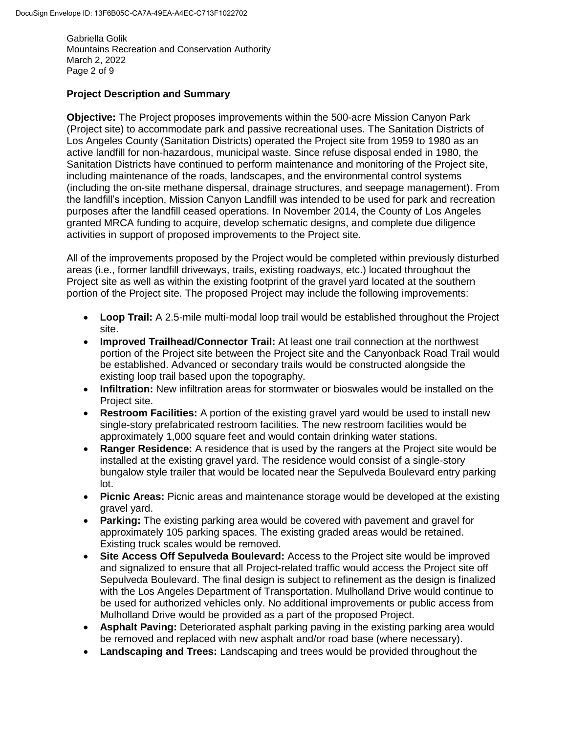## Project Description and Summary

**Objective:** The Project proposes improvements within the 500-acre Mission Canyon Park (Project site) to accommodate park and passive recreational uses. The Sanitation Districts of Los Angeles County (Sanitation Districts) operated the Project site from 1959 to 1980 as an active landfill for non-hazardous, municipal waste. Since refuse disposal ended in 1980, the Sanitation Districts have continued to perform maintenance and monitoring of the Project site, including maintenance of the roads, landscapes, and the environmental control systems (including the on-site methane dispersal, drainage structures, and seepage management). From the landfill's inception, Mission Canyon Landfill was intended to be used for park and recreation purposes after the landfill ceased operations. In November 2014, the County of Los Angeles granted MRCA funding to acquire, develop schematic designs, and complete due diligence activities in support of proposed improvements to the Project site.

All of the improvements proposed by the Project would be completed within previously disturbed areas (i.e., former landfill driveways, trails, existing roadways, etc.) located throughout the Project site as well as within the existing footprint of the gravel yard located at the southern portion of the Project site. The proposed Project may include the following improvements:

- **Loop Trail:** A 2.5-mile multi-modal loop trail would be established throughout the Project site.
- **Improved Trailhead/Connector Trail:** At least one trail connection at the northwest portion of the Project site between the Project site and the Canyonback Road Trail would be established. Advanced or secondary trails would be constructed alongside the existing loop trail based upon the topography.
- **Infiltration:** New infiltration areas for stormwater or bioswales would be installed on the Project site.
- **Restroom Facilities:** A portion of the existing gravel yard would be used to install new single-story prefabricated restroom facilities. The new restroom facilities would be approximately 1,000 square feet and would contain drinking water stations.
- **Ranger Residence:** A residence that is used by the rangers at the Project site would be installed at the existing gravel yard. The residence would consist of a single-story bungalow style trailer that would be located near the Sepulveda Boulevard entry parking lot.
- **Picnic Areas:** Picnic areas and maintenance storage would be developed at the existing gravel yard.
- **Parking:** The existing parking area would be covered with pavement and gravel for approximately 105 parking spaces. The existing graded areas would be retained. Existing truck scales would be removed.
- **Site Access Off Sepulveda Boulevard:** Access to the Project site would be improved and signalized to ensure that all Project-related traffic would access the Project site off Sepulveda Boulevard. The final design is subject to refinement as the design is finalized with the Los Angeles Department of Transportation. Mulholland Drive would continue to be used for authorized vehicles only. No additional improvements or public access from Mulholland Drive would be provided as a part of the proposed Project.
- **Asphalt Paving:** Deteriorated asphalt parking paving in the existing parking area would be removed and replaced with new asphalt and/or road base (where necessary).
- **Landscaping and Trees:** Landscaping and trees would be provided throughout the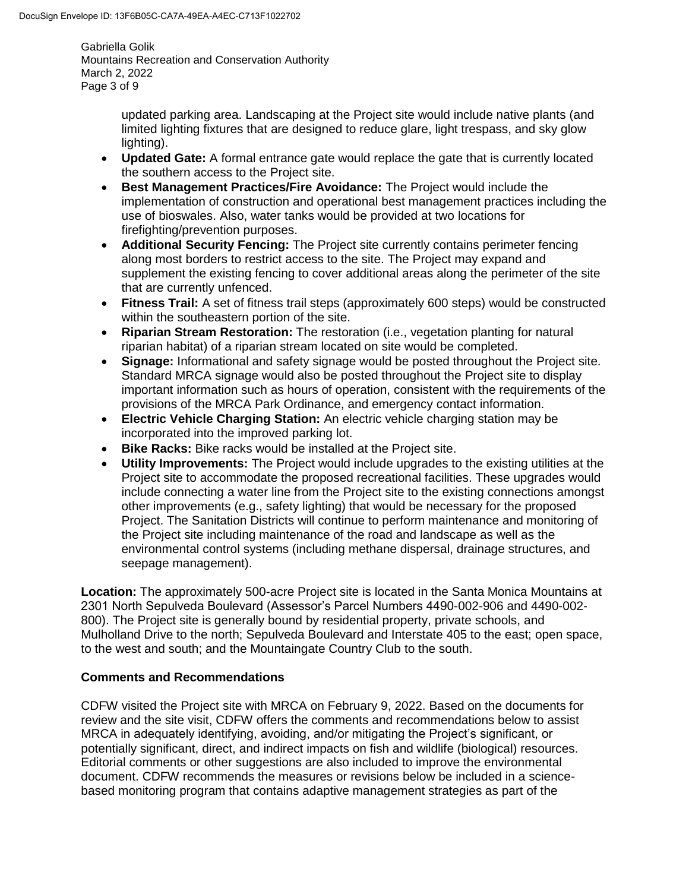updated parking area. Landscaping at the Project site would include native plants (and limited lighting fixtures that are designed to reduce glare, light trespass, and sky glow lighting).

- **Updated Gate:** A formal entrance gate would replace the gate that is currently located the southern access to the Project site.
- **Best Management Practices/Fire Avoidance:** The Project would include the implementation of construction and operational best management practices including the use of bioswales. Also, water tanks would be provided at two locations for firefighting/prevention purposes.
- **Additional Security Fencing:** The Project site currently contains perimeter fencing along most borders to restrict access to the site. The Project may expand and supplement the existing fencing to cover additional areas along the perimeter of the site that are currently unfenced.
- **Fitness Trail:** A set of fitness trail steps (approximately 600 steps) would be constructed within the southeastern portion of the site.
- **Riparian Stream Restoration:** The restoration (i.e., vegetation planting for natural riparian habitat) of a riparian stream located on site would be completed.
- **Signage:** Informational and safety signage would be posted throughout the Project site. Standard MRCA signage would also be posted throughout the Project site to display important information such as hours of operation, consistent with the requirements of the provisions of the MRCA Park Ordinance, and emergency contact information.
- **Electric Vehicle Charging Station:** An electric vehicle charging station may be incorporated into the improved parking lot.
- **Bike Racks:** Bike racks would be installed at the Project site.
- **Utility Improvements:** The Project would include upgrades to the existing utilities at the Project site to accommodate the proposed recreational facilities. These upgrades would include connecting a water line from the Project site to the existing connections amongst other improvements (e.g., safety lighting) that would be necessary for the proposed Project. The Sanitation Districts will continue to perform maintenance and monitoring of the Project site including maintenance of the road and landscape as well as the environmental control systems (including methane dispersal, drainage structures, and seepage management).

**Location:** The approximately 500-acre Project site is located in the Santa Monica Mountains at 2301 North Sepulveda Boulevard (Assessor's Parcel Numbers 4490-002-906 and 4490-002-800). The Project site is generally bound by residential property, private schools, and Mulholland Drive to the north; Sepulveda Boulevard and Interstate 405 to the east; open space, to the west and south; and the Mountaingate Country Club to the south.

## Comments and Recommendations

CDFW visited the Project site with MRCA on February 9, 2022. Based on the documents for review and the site visit, CDFW offers the comments and recommendations below to assist MRCA in adequately identifying, avoiding, and/or mitigating the Project's significant, or potentially significant, direct, and indirect impacts on fish and wildlife (biological) resources. Editorial comments or other suggestions are also included to improve the environmental document. CDFW recommends the measures or revisions below be included in a science-based monitoring program that contains adaptive management strategies as part of the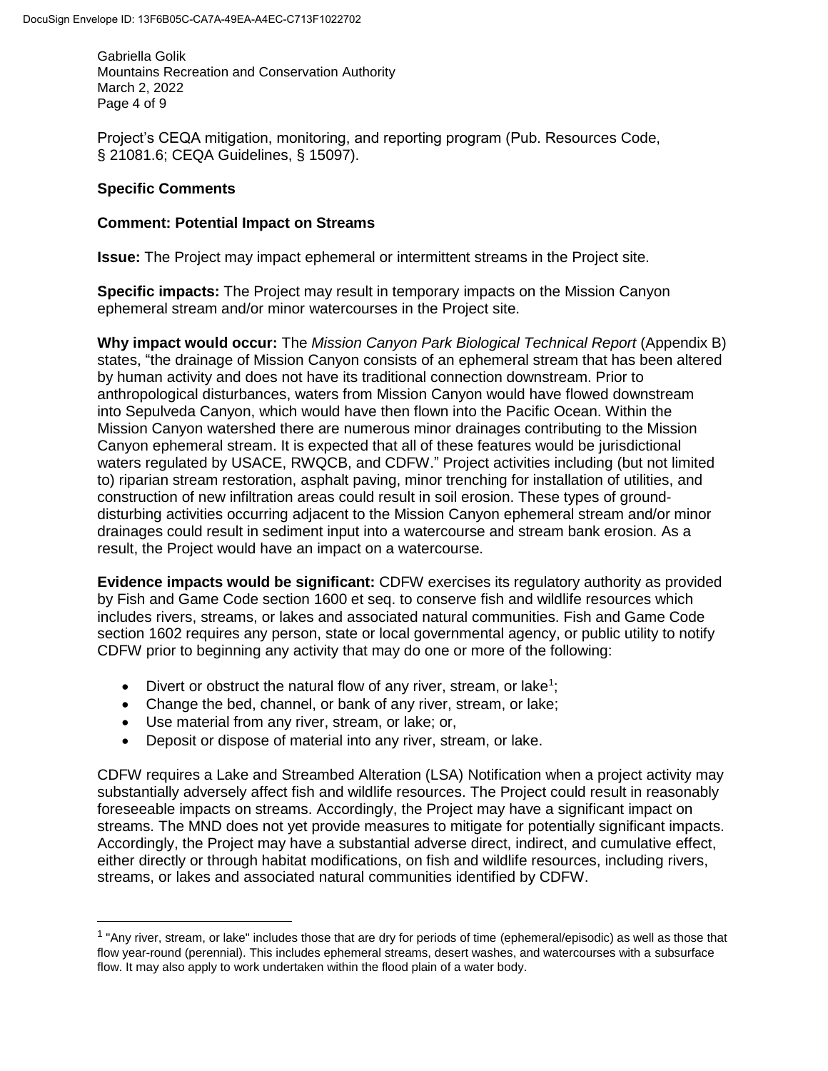Project's CEQA mitigation, monitoring, and reporting program (Pub. Resources Code, § 21081.6; CEQA Guidelines, § 15097).

**Specific Comments**

**Comment: Potential Impact on Streams**

**Issue:** The Project may impact ephemeral or intermittent streams in the Project site.

**Specific impacts:** The Project may result in temporary impacts on the Mission Canyon ephemeral stream and/or minor watercourses in the Project site.

**Why impact would occur:** The *Mission Canyon Park Biological Technical Report* (Appendix B) states, "the drainage of Mission Canyon consists of an ephemeral stream that has been altered by human activity and does not have its traditional connection downstream. Prior to anthropological disturbances, waters from Mission Canyon would have flowed downstream into Sepulveda Canyon, which would have then flown into the Pacific Ocean. Within the Mission Canyon watershed there are numerous minor drainages contributing to the Mission Canyon ephemeral stream. It is expected that all of these features would be jurisdictional waters regulated by USACE, RWQCB, and CDFW." Project activities including (but not limited to) riparian stream restoration, asphalt paving, minor trenching for installation of utilities, and construction of new infiltration areas could result in soil erosion. These types of ground-disturbing activities occurring adjacent to the Mission Canyon ephemeral stream and/or minor drainages could result in sediment input into a watercourse and stream bank erosion. As a result, the Project would have an impact on a watercourse.

**Evidence impacts would be significant:** CDFW exercises its regulatory authority as provided by Fish and Game Code section 1600 et seq. to conserve fish and wildlife resources which includes rivers, streams, or lakes and associated natural communities. Fish and Game Code section 1602 requires any person, state or local governmental agency, or public utility to notify CDFW prior to beginning any activity that may do one or more of the following:

- Divert or obstruct the natural flow of any river, stream, or lake[1];
- Change the bed, channel, or bank of any river, stream, or lake;
- Use material from any river, stream, or lake; or,
- Deposit or dispose of material into any river, stream, or lake.

CDFW requires a Lake and Streambed Alteration (LSA) Notification when a project activity may substantially adversely affect fish and wildlife resources. The Project could result in reasonably foreseeable impacts on streams. Accordingly, the Project may have a significant impact on streams. The MND does not yet provide measures to mitigate for potentially significant impacts. Accordingly, the Project may have a substantial adverse direct, indirect, and cumulative effect, either directly or through habitat modifications, on fish and wildlife resources, including rivers, streams, or lakes and associated natural communities identified by CDFW.

[1] "Any river, stream, or lake" includes those that are dry for periods of time (ephemeral/episodic) as well as those that flow year-round (perennial). This includes ephemeral streams, desert washes, and watercourses with a subsurface flow. It may also apply to work undertaken within the flood plain of a water body.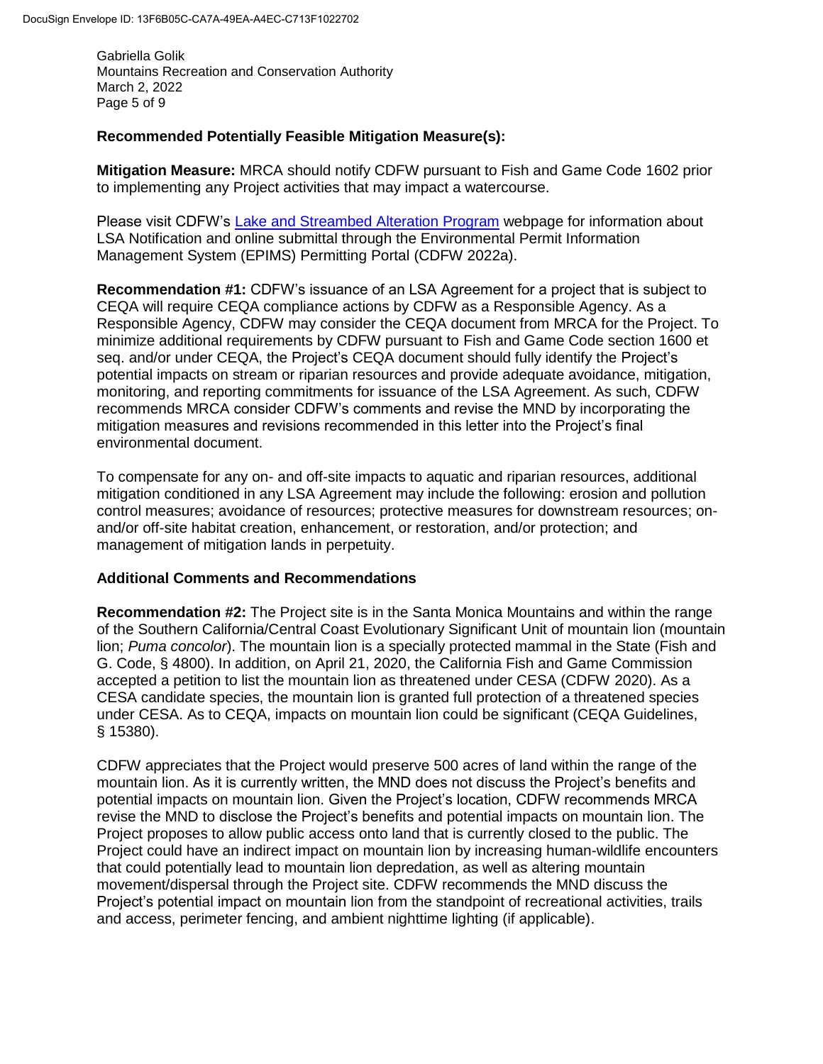**Recommended Potentially Feasible Mitigation Measure(s):**

**Mitigation Measure:** MRCA should notify CDFW pursuant to Fish and Game Code 1602 prior to implementing any Project activities that may impact a watercourse.

Please visit CDFW's [Lake and Streambed Alteration Program](#) webpage for information about LSA Notification and online submittal through the Environmental Permit Information Management System (EPIMS) Permitting Portal (CDFW 2022a).

**Recommendation #1:** CDFW's issuance of an LSA Agreement for a project that is subject to CEQA will require CEQA compliance actions by CDFW as a Responsible Agency. As a Responsible Agency, CDFW may consider the CEQA document from MRCA for the Project. To minimize additional requirements by CDFW pursuant to Fish and Game Code section 1600 et seq. and/or under CEQA, the Project's CEQA document should fully identify the Project's potential impacts on stream or riparian resources and provide adequate avoidance, mitigation, monitoring, and reporting commitments for issuance of the LSA Agreement. As such, CDFW recommends MRCA consider CDFW's comments and revise the MND by incorporating the mitigation measures and revisions recommended in this letter into the Project's final environmental document.

To compensate for any on- and off-site impacts to aquatic and riparian resources, additional mitigation conditioned in any LSA Agreement may include the following: erosion and pollution control measures; avoidance of resources; protective measures for downstream resources; on- and/or off-site habitat creation, enhancement, or restoration, and/or protection; and management of mitigation lands in perpetuity.

**Additional Comments and Recommendations**

**Recommendation #2:** The Project site is in the Santa Monica Mountains and within the range of the Southern California/Central Coast Evolutionary Significant Unit of mountain lion (mountain lion; *Puma concolor*). The mountain lion is a specially protected mammal in the State (Fish and G. Code, § 4800). In addition, on April 21, 2020, the California Fish and Game Commission accepted a petition to list the mountain lion as threatened under CESA (CDFW 2020). As a CESA candidate species, the mountain lion is granted full protection of a threatened species under CESA. As to CEQA, impacts on mountain lion could be significant (CEQA Guidelines, § 15380).

CDFW appreciates that the Project would preserve 500 acres of land within the range of the mountain lion. As it is currently written, the MND does not discuss the Project's benefits and potential impacts on mountain lion. Given the Project's location, CDFW recommends MRCA revise the MND to disclose the Project's benefits and potential impacts on mountain lion. The Project proposes to allow public access onto land that is currently closed to the public. The Project could have an indirect impact on mountain lion by increasing human-wildlife encounters that could potentially lead to mountain lion depredation, as well as altering mountain movement/dispersal through the Project site. CDFW recommends the MND discuss the Project's potential impact on mountain lion from the standpoint of recreational activities, trails and access, perimeter fencing, and ambient nighttime lighting (if applicable).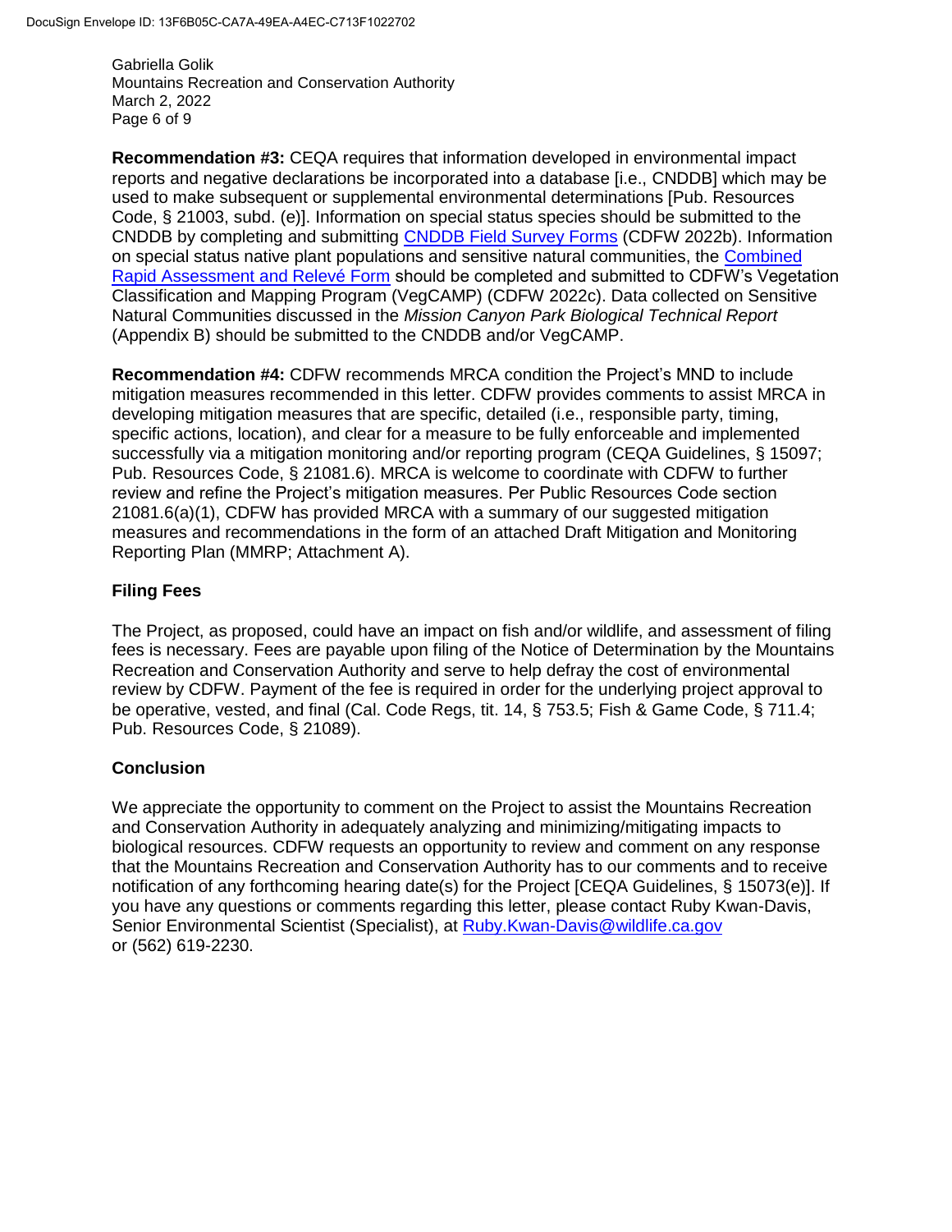**Recommendation #3:** CEQA requires that information developed in environmental impact reports and negative declarations be incorporated into a database [i.e., CNDDB] which may be used to make subsequent or supplemental environmental determinations [Pub. Resources Code, § 21003, subd. (e)]. Information on special status species should be submitted to the CNDDB by completing and submitting CNDDB Field Survey Forms (CDFW 2022b). Information on special status native plant populations and sensitive natural communities, the Combined Rapid Assessment and Relevé Form should be completed and submitted to CDFW's Vegetation Classification and Mapping Program (VegCAMP) (CDFW 2022c). Data collected on Sensitive Natural Communities discussed in the *Mission Canyon Park Biological Technical Report* (Appendix B) should be submitted to the CNDDB and/or VegCAMP.

**Recommendation #4:** CDFW recommends MRCA condition the Project's MND to include mitigation measures recommended in this letter. CDFW provides comments to assist MRCA in developing mitigation measures that are specific, detailed (i.e., responsible party, timing, specific actions, location), and clear for a measure to be fully enforceable and implemented successfully via a mitigation monitoring and/or reporting program (CEQA Guidelines, § 15097; Pub. Resources Code, § 21081.6). MRCA is welcome to coordinate with CDFW to further review and refine the Project's mitigation measures. Per Public Resources Code section 21081.6(a)(1), CDFW has provided MRCA with a summary of our suggested mitigation measures and recommendations in the form of an attached Draft Mitigation and Monitoring Reporting Plan (MMRP; Attachment A).

## Filing Fees

The Project, as proposed, could have an impact on fish and/or wildlife, and assessment of filing fees is necessary. Fees are payable upon filing of the Notice of Determination by the Mountains Recreation and Conservation Authority and serve to help defray the cost of environmental review by CDFW. Payment of the fee is required in order for the underlying project approval to be operative, vested, and final (Cal. Code Regs, tit. 14, § 753.5; Fish & Game Code, § 711.4; Pub. Resources Code, § 21089).

## Conclusion

We appreciate the opportunity to comment on the Project to assist the Mountains Recreation and Conservation Authority in adequately analyzing and minimizing/mitigating impacts to biological resources. CDFW requests an opportunity to review and comment on any response that the Mountains Recreation and Conservation Authority has to our comments and to receive notification of any forthcoming hearing date(s) for the Project [CEQA Guidelines, § 15073(e)]. If you have any questions or comments regarding this letter, please contact Ruby Kwan-Davis, Senior Environmental Scientist (Specialist), at Ruby.Kwan-Davis@wildlife.ca.gov or (562) 619-2230.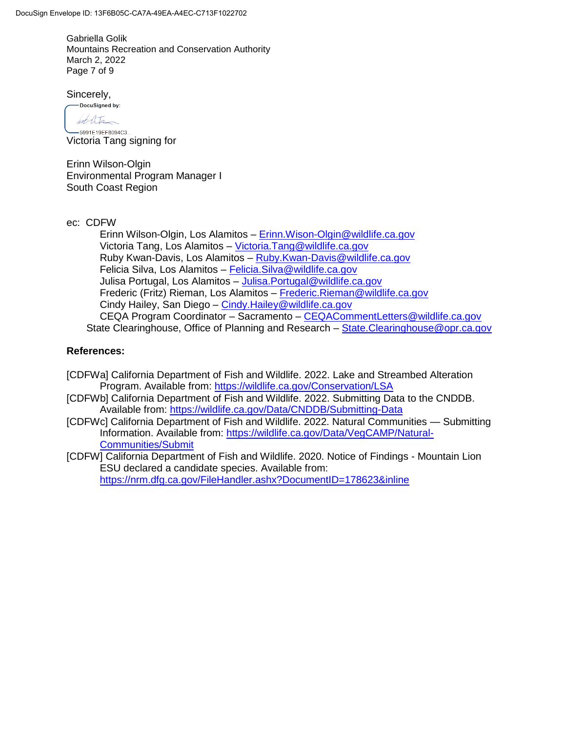Gabriella Golik
Mountains Recreation and Conservation Authority
March 2, 2022

Sincerely,

Victoria Tang signing for

Erinn Wilson-Olgin
Environmental Program Manager I
South Coast Region

ec: CDFW
- Erinn Wilson-Olgin, Los Alamitos – Erinn.Wison-Olgin@wildlife.ca.gov
- Victoria Tang, Los Alamitos – Victoria.Tang@wildlife.ca.gov
- Ruby Kwan-Davis, Los Alamitos – Ruby.Kwan-Davis@wildlife.ca.gov
- Felicia Silva, Los Alamitos – Felicia.Silva@wildlife.ca.gov
- Julisa Portugal, Los Alamitos – Julisa.Portugal@wildlife.ca.gov
- Frederic (Fritz) Rieman, Los Alamitos – Frederic.Rieman@wildlife.ca.gov
- Cindy Hailey, San Diego – Cindy.Hailey@wildlife.ca.gov
- CEQA Program Coordinator – Sacramento – CEQACommentLetters@wildlife.ca.gov

State Clearinghouse, Office of Planning and Research – State.Clearinghouse@opr.ca.gov

**References:**

[CDFWa] California Department of Fish and Wildlife. 2022. Lake and Streambed Alteration Program. Available from: https://wildlife.ca.gov/Conservation/LSA

[CDFWb] California Department of Fish and Wildlife. 2022. Submitting Data to the CNDDB. Available from: https://wildlife.ca.gov/Data/CNDDB/Submitting-Data

[CDFWc] California Department of Fish and Wildlife. 2022. Natural Communities — Submitting Information. Available from: https://wildlife.ca.gov/Data/VegCAMP/Natural-Communities/Submit

[CDFW] California Department of Fish and Wildlife. 2020. Notice of Findings - Mountain Lion ESU declared a candidate species. Available from: https://nrm.dfg.ca.gov/FileHandler.ashx?DocumentID=178623&inline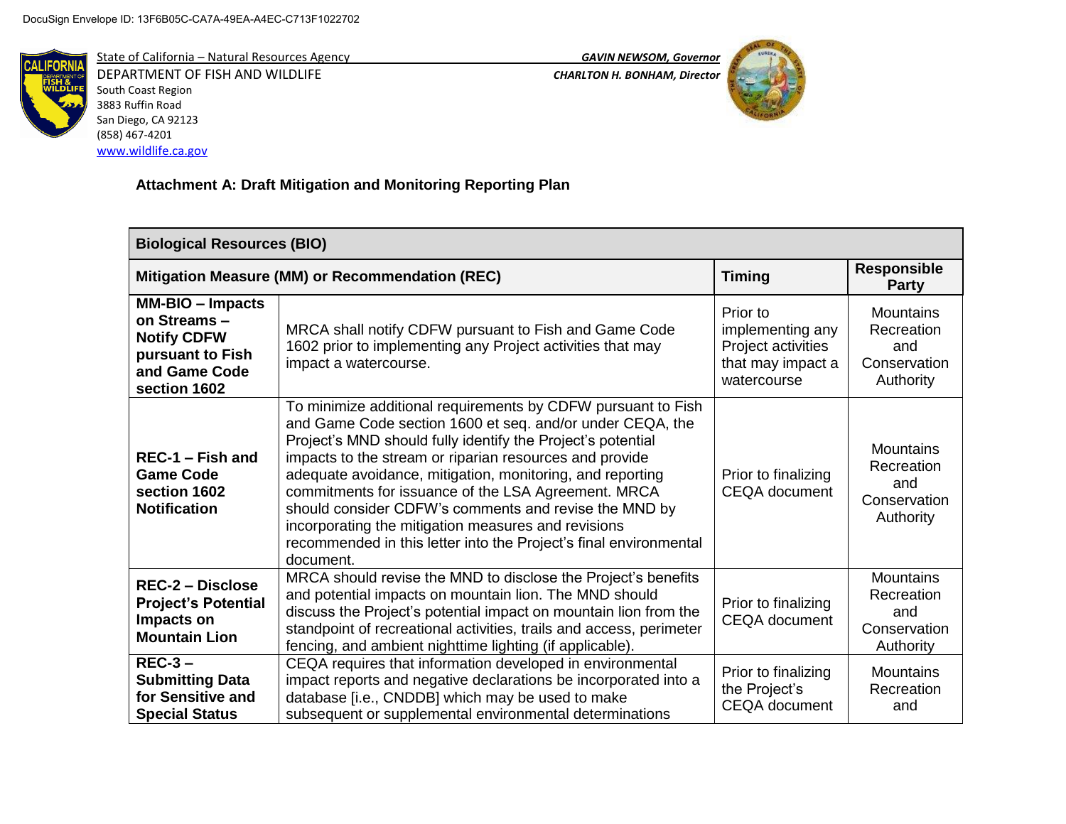DocuSign Envelope ID: 13F6B05C-CA7A-49EA-A4EC-C713F1022702

State of California – Natural Resources Agency
DEPARTMENT OF FISH AND WILDLIFE
South Coast Region
3883 Ruffin Road
San Diego, CA 92123
(858) 467-4201
www.wildlife.ca.gov

*GAVIN NEWSOM, Governor*
*CHARLTON H. BONHAM, Director*

**Attachment A: Draft Mitigation and Monitoring Reporting Plan**

| **Biological Resources (BIO)** | | | |
|---|---|---|---|
| **Mitigation Measure (MM) or Recommendation (REC)** | | **Timing** | **Responsible Party** |
| **MM-BIO – Impacts on Streams – Notify CDFW pursuant to Fish and Game Code section 1602** | MRCA shall notify CDFW pursuant to Fish and Game Code 1602 prior to implementing any Project activities that may impact a watercourse. | Prior to implementing any Project activities that may impact a watercourse | Mountains Recreation and Conservation Authority |
| **REC-1 – Fish and Game Code section 1602 Notification** | To minimize additional requirements by CDFW pursuant to Fish and Game Code section 1600 et seq. and/or under CEQA, the Project's MND should fully identify the Project's potential impacts to the stream or riparian resources and provide adequate avoidance, mitigation, monitoring, and reporting commitments for issuance of the LSA Agreement. MRCA should consider CDFW's comments and revise the MND by incorporating the mitigation measures and revisions recommended in this letter into the Project's final environmental document. | Prior to finalizing CEQA document | Mountains Recreation and Conservation Authority |
| **REC-2 – Disclose Project's Potential Impacts on Mountain Lion** | MRCA should revise the MND to disclose the Project's benefits and potential impacts on mountain lion. The MND should discuss the Project's potential impact on mountain lion from the standpoint of recreational activities, trails and access, perimeter fencing, and ambient nighttime lighting (if applicable). | Prior to finalizing CEQA document | Mountains Recreation and Conservation Authority |
| **REC-3 – Submitting Data for Sensitive and Special Status** | CEQA requires that information developed in environmental impact reports and negative declarations be incorporated into a database [i.e., CNDDB] which may be used to make subsequent or supplemental environmental determinations | Prior to finalizing the Project's CEQA document | Mountains Recreation and |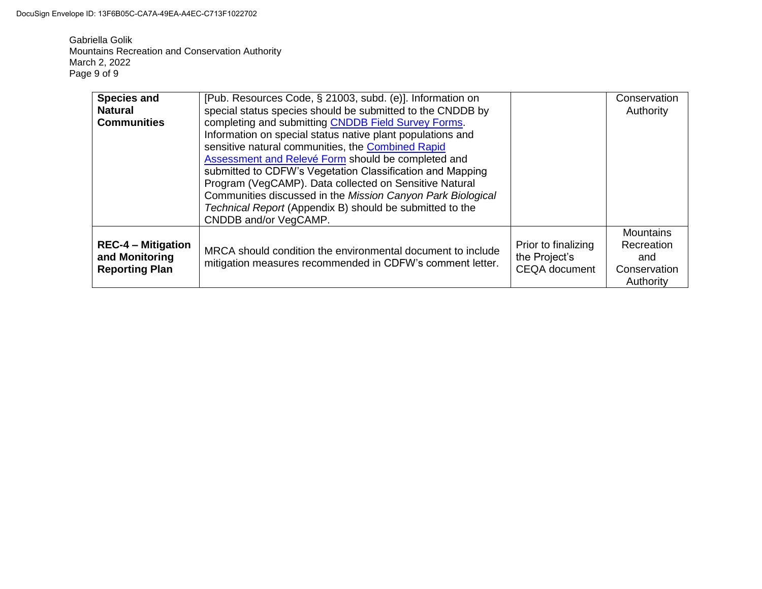| | | | |
|---|---|---|---|
| **Species and Natural Communities** | [Pub. Resources Code, § 21003, subd. (e)]. Information on special status species should be submitted to the CNDDB by completing and submitting CNDDB Field Survey Forms. Information on special status native plant populations and sensitive natural communities, the Combined Rapid Assessment and Relevé Form should be completed and submitted to CDFW's Vegetation Classification and Mapping Program (VegCAMP). Data collected on Sensitive Natural Communities discussed in the *Mission Canyon Park Biological Technical Report* (Appendix B) should be submitted to the CNDDB and/or VegCAMP. | | Conservation Authority |
| **REC-4 – Mitigation and Monitoring Reporting Plan** | MRCA should condition the environmental document to include mitigation measures recommended in CDFW's comment letter. | Prior to finalizing the Project's CEQA document | Mountains Recreation and Conservation Authority |